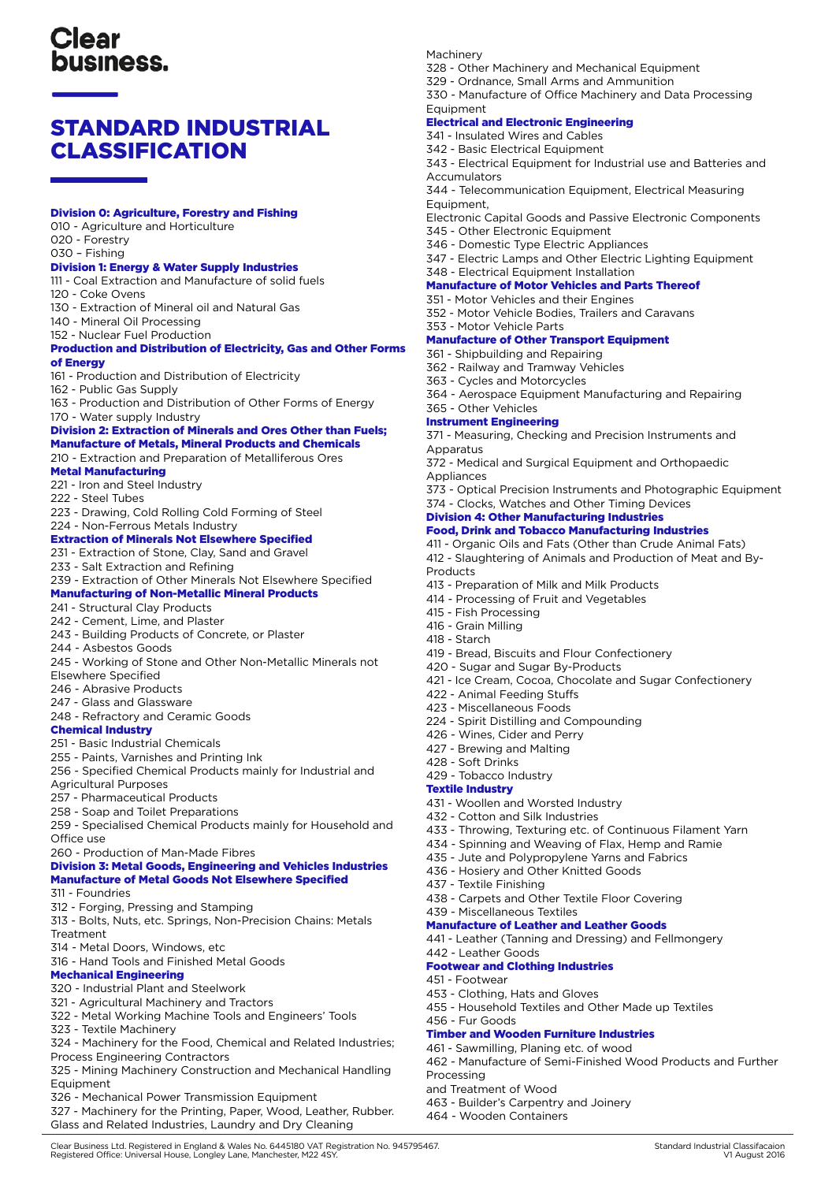# Clear business.

# STANDARD INDUSTRIAL CLASSIFICATION

**Division 0: Agriculture, Forestry and Fishing**

010 - Agriculture and Horticulture
020 - Forestry
030 – Fishing

**Division 1: Energy & Water Supply Industries**

111 - Coal Extraction and Manufacture of solid fuels
120 - Coke Ovens
130 - Extraction of Mineral oil and Natural Gas
140 - Mineral Oil Processing
152 - Nuclear Fuel Production

**Production and Distribution of Electricity, Gas and Other Forms of Energy**

161 - Production and Distribution of Electricity
162 - Public Gas Supply
163 - Production and Distribution of Other Forms of Energy
170 - Water supply Industry

**Division 2: Extraction of Minerals and Ores Other than Fuels; Manufacture of Metals, Mineral Products and Chemicals**

210 - Extraction and Preparation of Metalliferous Ores

**Metal Manufacturing**

221 - Iron and Steel Industry
222 - Steel Tubes
223 - Drawing, Cold Rolling Cold Forming of Steel
224 - Non-Ferrous Metals Industry

**Extraction of Minerals Not Elsewhere Specified**

231 - Extraction of Stone, Clay, Sand and Gravel
233 - Salt Extraction and Refining
239 - Extraction of Other Minerals Not Elsewhere Specified

**Manufacturing of Non-Metallic Mineral Products**

241 - Structural Clay Products
242 - Cement, Lime, and Plaster
243 - Building Products of Concrete, or Plaster
244 - Asbestos Goods
245 - Working of Stone and Other Non-Metallic Minerals not Elsewhere Specified
246 - Abrasive Products
247 - Glass and Glassware
248 - Refractory and Ceramic Goods

**Chemical Industry**

251 - Basic Industrial Chemicals
255 - Paints, Varnishes and Printing Ink
256 - Specified Chemical Products mainly for Industrial and Agricultural Purposes
257 - Pharmaceutical Products
258 - Soap and Toilet Preparations
259 - Specialised Chemical Products mainly for Household and Office use
260 - Production of Man-Made Fibres

**Division 3: Metal Goods, Engineering and Vehicles Industries**

**Manufacture of Metal Goods Not Elsewhere Specified**

311 - Foundries
312 - Forging, Pressing and Stamping
313 - Bolts, Nuts, etc. Springs, Non-Precision Chains: Metals Treatment
314 - Metal Doors, Windows, etc
316 - Hand Tools and Finished Metal Goods

**Mechanical Engineering**

320 - Industrial Plant and Steelwork
321 - Agricultural Machinery and Tractors
322 - Metal Working Machine Tools and Engineers' Tools
323 - Textile Machinery
324 - Machinery for the Food, Chemical and Related Industries; Process Engineering Contractors
325 - Mining Machinery Construction and Mechanical Handling Equipment
326 - Mechanical Power Transmission Equipment
327 - Machinery for the Printing, Paper, Wood, Leather, Rubber. Glass and Related Industries, Laundry and Dry Cleaning Machinery
328 - Other Machinery and Mechanical Equipment
329 - Ordnance, Small Arms and Ammunition
330 - Manufacture of Office Machinery and Data Processing Equipment

**Electrical and Electronic Engineering**

341 - Insulated Wires and Cables
342 - Basic Electrical Equipment
343 - Electrical Equipment for Industrial use and Batteries and Accumulators
344 - Telecommunication Equipment, Electrical Measuring Equipment,
Electronic Capital Goods and Passive Electronic Components
345 - Other Electronic Equipment
346 - Domestic Type Electric Appliances
347 - Electric Lamps and Other Electric Lighting Equipment
348 - Electrical Equipment Installation

**Manufacture of Motor Vehicles and Parts Thereof**

351 - Motor Vehicles and their Engines
352 - Motor Vehicle Bodies, Trailers and Caravans
353 - Motor Vehicle Parts

**Manufacture of Other Transport Equipment**

361 - Shipbuilding and Repairing
362 - Railway and Tramway Vehicles
363 - Cycles and Motorcycles
364 - Aerospace Equipment Manufacturing and Repairing
365 - Other Vehicles

**Instrument Engineering**

371 - Measuring, Checking and Precision Instruments and Apparatus
372 - Medical and Surgical Equipment and Orthopaedic Appliances
373 - Optical Precision Instruments and Photographic Equipment
374 - Clocks, Watches and Other Timing Devices

**Division 4: Other Manufacturing Industries**

**Food, Drink and Tobacco Manufacturing Industries**

411 - Organic Oils and Fats (Other than Crude Animal Fats)
412 - Slaughtering of Animals and Production of Meat and By-Products
413 - Preparation of Milk and Milk Products
414 - Processing of Fruit and Vegetables
415 - Fish Processing
416 - Grain Milling
418 - Starch
419 - Bread, Biscuits and Flour Confectionery
420 - Sugar and Sugar By-Products
421 - Ice Cream, Cocoa, Chocolate and Sugar Confectionery
422 - Animal Feeding Stuffs
423 - Miscellaneous Foods
224 - Spirit Distilling and Compounding
426 - Wines, Cider and Perry
427 - Brewing and Malting
428 - Soft Drinks
429 - Tobacco Industry

**Textile Industry**

431 - Woollen and Worsted Industry
432 - Cotton and Silk Industries
433 - Throwing, Texturing etc. of Continuous Filament Yarn
434 - Spinning and Weaving of Flax, Hemp and Ramie
435 - Jute and Polypropylene Yarns and Fabrics
436 - Hosiery and Other Knitted Goods
437 - Textile Finishing
438 - Carpets and Other Textile Floor Covering
439 - Miscellaneous Textiles

**Manufacture of Leather and Leather Goods**

441 - Leather (Tanning and Dressing) and Fellmongery
442 - Leather Goods

**Footwear and Clothing Industries**

451 - Footwear
453 - Clothing, Hats and Gloves
455 - Household Textiles and Other Made up Textiles
456 - Fur Goods

**Timber and Wooden Furniture Industries**

461 - Sawmilling, Planing etc. of wood
462 - Manufacture of Semi-Finished Wood Products and Further Processing
and Treatment of Wood
463 - Builder's Carpentry and Joinery
464 - Wooden Containers

Clear Business Ltd. Registered in England & Wales No. 6445180 VAT Registration No. 945795467.
Registered Office: Universal House, Longley Lane, Manchester, M22 4SY.

Standard Industrial Classifacaion
V1 August 2016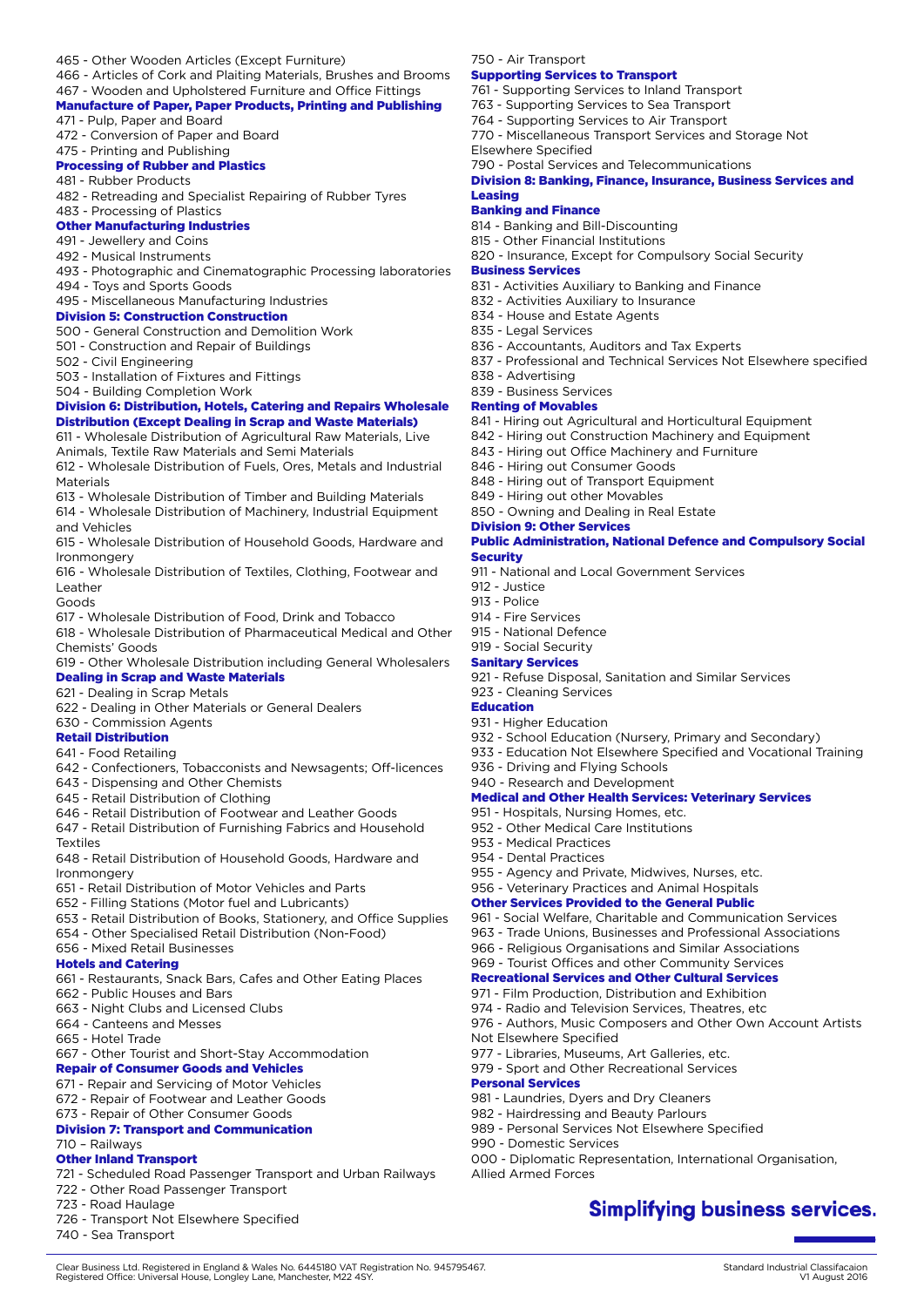465 - Other Wooden Articles (Except Furniture)
466 - Articles of Cork and Plaiting Materials, Brushes and Brooms
467 - Wooden and Upholstered Furniture and Office Fittings

**Manufacture of Paper, Paper Products, Printing and Publishing**

471 - Pulp, Paper and Board
472 - Conversion of Paper and Board
475 - Printing and Publishing

**Processing of Rubber and Plastics**

481 - Rubber Products
482 - Retreading and Specialist Repairing of Rubber Tyres
483 - Processing of Plastics

**Other Manufacturing Industries**

491 - Jewellery and Coins
492 - Musical Instruments
493 - Photographic and Cinematographic Processing laboratories
494 - Toys and Sports Goods
495 - Miscellaneous Manufacturing Industries

**Division 5: Construction Construction**

500 - General Construction and Demolition Work
501 - Construction and Repair of Buildings
502 - Civil Engineering
503 - Installation of Fixtures and Fittings
504 - Building Completion Work

**Division 6: Distribution, Hotels, Catering and Repairs Wholesale Distribution (Except Dealing in Scrap and Waste Materials)**

611 - Wholesale Distribution of Agricultural Raw Materials, Live Animals, Textile Raw Materials and Semi Materials
612 - Wholesale Distribution of Fuels, Ores, Metals and Industrial Materials
613 - Wholesale Distribution of Timber and Building Materials
614 - Wholesale Distribution of Machinery, Industrial Equipment and Vehicles
615 - Wholesale Distribution of Household Goods, Hardware and Ironmongery
616 - Wholesale Distribution of Textiles, Clothing, Footwear and Leather Goods
617 - Wholesale Distribution of Food, Drink and Tobacco
618 - Wholesale Distribution of Pharmaceutical Medical and Other Chemists' Goods
619 - Other Wholesale Distribution including General Wholesalers

**Dealing in Scrap and Waste Materials**

621 - Dealing in Scrap Metals
622 - Dealing in Other Materials or General Dealers
630 - Commission Agents

**Retail Distribution**

641 - Food Retailing
642 - Confectioners, Tobacconists and Newsagents; Off-licences
643 - Dispensing and Other Chemists
645 - Retail Distribution of Clothing
646 - Retail Distribution of Footwear and Leather Goods
647 - Retail Distribution of Furnishing Fabrics and Household Textiles
648 - Retail Distribution of Household Goods, Hardware and Ironmongery
651 - Retail Distribution of Motor Vehicles and Parts
652 - Filling Stations (Motor fuel and Lubricants)
653 - Retail Distribution of Books, Stationery, and Office Supplies
654 - Other Specialised Retail Distribution (Non-Food)
656 - Mixed Retail Businesses

**Hotels and Catering**

661 - Restaurants, Snack Bars, Cafes and Other Eating Places
662 - Public Houses and Bars
663 - Night Clubs and Licensed Clubs
664 - Canteens and Messes
665 - Hotel Trade
667 - Other Tourist and Short-Stay Accommodation

**Repair of Consumer Goods and Vehicles**

671 - Repair and Servicing of Motor Vehicles
672 - Repair of Footwear and Leather Goods
673 - Repair of Other Consumer Goods

**Division 7: Transport and Communication**

710 – Railways

**Other Inland Transport**

721 - Scheduled Road Passenger Transport and Urban Railways
722 - Other Road Passenger Transport
723 - Road Haulage
726 - Transport Not Elsewhere Specified
740 - Sea Transport
750 - Air Transport

**Supporting Services to Transport**

761 - Supporting Services to Inland Transport
763 - Supporting Services to Sea Transport
764 - Supporting Services to Air Transport
770 - Miscellaneous Transport Services and Storage Not Elsewhere Specified
790 - Postal Services and Telecommunications

**Division 8: Banking, Finance, Insurance, Business Services and Leasing**

**Banking and Finance**

814 - Banking and Bill-Discounting
815 - Other Financial Institutions
820 - Insurance, Except for Compulsory Social Security

**Business Services**

831 - Activities Auxiliary to Banking and Finance
832 - Activities Auxiliary to Insurance
834 - House and Estate Agents
835 - Legal Services
836 - Accountants, Auditors and Tax Experts
837 - Professional and Technical Services Not Elsewhere specified
838 - Advertising
839 - Business Services

**Renting of Movables**

841 - Hiring out Agricultural and Horticultural Equipment
842 - Hiring out Construction Machinery and Equipment
843 - Hiring out Office Machinery and Furniture
846 - Hiring out Consumer Goods
848 - Hiring out of Transport Equipment
849 - Hiring out other Movables
850 - Owning and Dealing in Real Estate

**Division 9: Other Services**

**Public Administration, National Defence and Compulsory Social Security**

911 - National and Local Government Services
912 - Justice
913 - Police
914 - Fire Services
915 - National Defence
919 - Social Security

**Sanitary Services**

921 - Refuse Disposal, Sanitation and Similar Services
923 - Cleaning Services

**Education**

931 - Higher Education
932 - School Education (Nursery, Primary and Secondary)
933 - Education Not Elsewhere Specified and Vocational Training
936 - Driving and Flying Schools
940 - Research and Development

**Medical and Other Health Services: Veterinary Services**

951 - Hospitals, Nursing Homes, etc.
952 - Other Medical Care Institutions
953 - Medical Practices
954 - Dental Practices
955 - Agency and Private, Midwives, Nurses, etc.
956 - Veterinary Practices and Animal Hospitals

**Other Services Provided to the General Public**

961 - Social Welfare, Charitable and Communication Services
963 - Trade Unions, Businesses and Professional Associations
966 - Religious Organisations and Similar Associations
969 - Tourist Offices and other Community Services

**Recreational Services and Other Cultural Services**

971 - Film Production, Distribution and Exhibition
974 - Radio and Television Services, Theatres, etc
976 - Authors, Music Composers and Other Own Account Artists Not Elsewhere Specified
977 - Libraries, Museums, Art Galleries, etc.
979 - Sport and Other Recreational Services

**Personal Services**

981 - Laundries, Dyers and Dry Cleaners
982 - Hairdressing and Beauty Parlours
989 - Personal Services Not Elsewhere Specified
990 - Domestic Services
000 - Diplomatic Representation, International Organisation, Allied Armed Forces

**Simplifying business services.**

Clear Business Ltd. Registered in England & Wales No. 6445180 VAT Registration No. 945795467.
Registered Office: Universal House, Longley Lane, Manchester, M22 4SY.

Standard Industrial Classifacaion
V1 August 2016